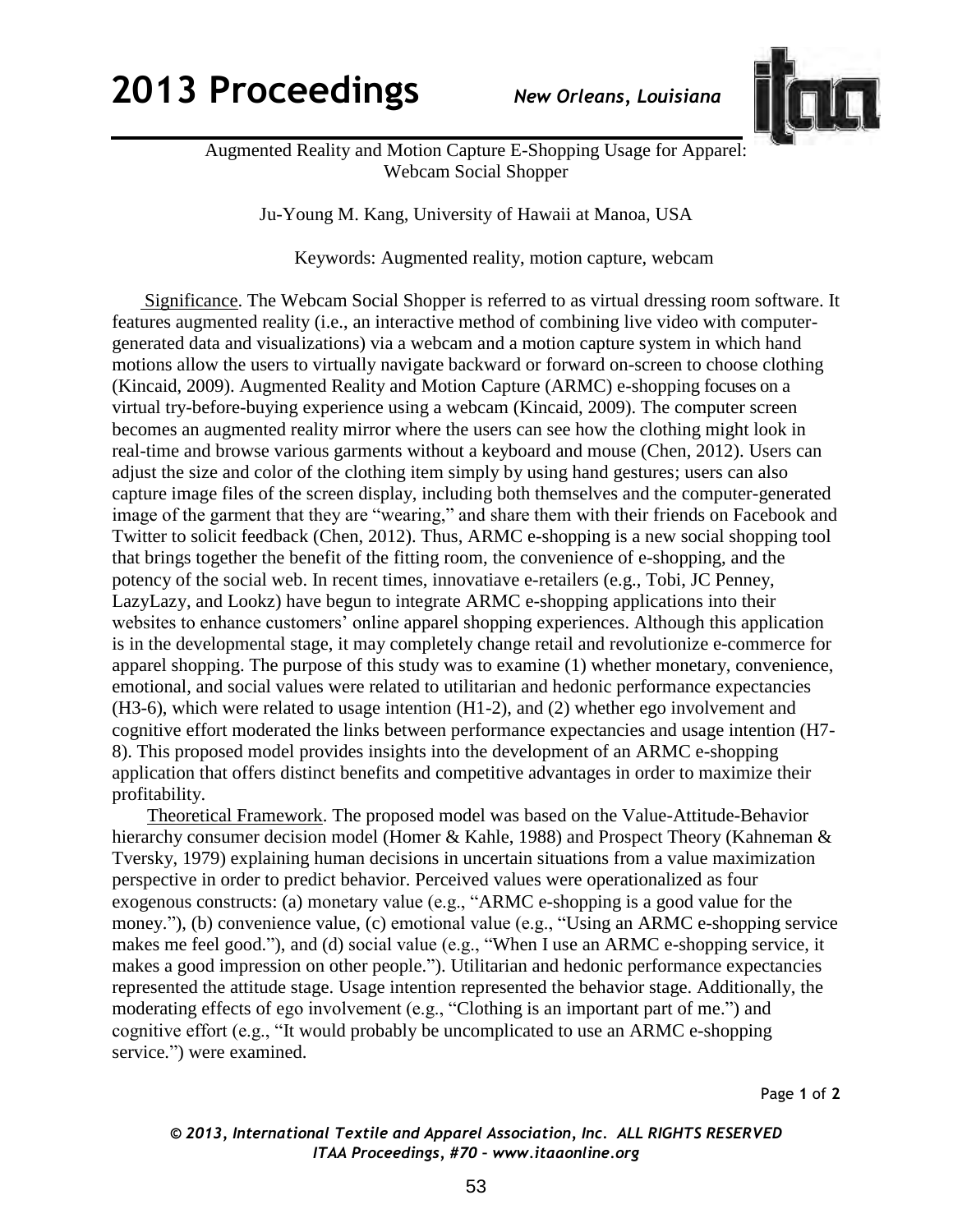# Augmented Reality and Motion Capture E-Shopping Usage for Apparel: Webcam Social Shopper

Ju-Young M. Kang, University of Hawaii at Manoa, USA

Keywords: Augmented reality, motion capture, webcam

Significance. The Webcam Social Shopper is referred to as virtual dressing room software. It features augmented reality (i.e., an interactive method of combining live video with computer-generated data and visualizations) via a webcam and a motion capture system in which hand motions allow the users to virtually navigate backward or forward on-screen to choose clothing (Kincaid, 2009). Augmented Reality and Motion Capture (ARMC) e-shopping focuses on a virtual try-before-buying experience using a webcam (Kincaid, 2009). The computer screen becomes an augmented reality mirror where the users can see how the clothing might look in real-time and browse various garments without a keyboard and mouse (Chen, 2012). Users can adjust the size and color of the clothing item simply by using hand gestures; users can also capture image files of the screen display, including both themselves and the computer-generated image of the garment that they are "wearing," and share them with their friends on Facebook and Twitter to solicit feedback (Chen, 2012). Thus, ARMC e-shopping is a new social shopping tool that brings together the benefit of the fitting room, the convenience of e-shopping, and the potency of the social web. In recent times, innovatiave e-retailers (e.g., Tobi, JC Penney, LazyLazy, and Lookz) have begun to integrate ARMC e-shopping applications into their websites to enhance customers' online apparel shopping experiences. Although this application is in the developmental stage, it may completely change retail and revolutionize e-commerce for apparel shopping. The purpose of this study was to examine (1) whether monetary, convenience, emotional, and social values were related to utilitarian and hedonic performance expectancies (H3-6), which were related to usage intention (H1-2), and (2) whether ego involvement and cognitive effort moderated the links between performance expectancies and usage intention (H7-8). This proposed model provides insights into the development of an ARMC e-shopping application that offers distinct benefits and competitive advantages in order to maximize their profitability.

Theoretical Framework. The proposed model was based on the Value-Attitude-Behavior hierarchy consumer decision model (Homer & Kahle, 1988) and Prospect Theory (Kahneman & Tversky, 1979) explaining human decisions in uncertain situations from a value maximization perspective in order to predict behavior. Perceived values were operationalized as four exogenous constructs: (a) monetary value (e.g., "ARMC e-shopping is a good value for the money."), (b) convenience value, (c) emotional value (e.g., "Using an ARMC e-shopping service makes me feel good."), and (d) social value (e.g., "When I use an ARMC e-shopping service, it makes a good impression on other people."). Utilitarian and hedonic performance expectancies represented the attitude stage. Usage intention represented the behavior stage. Additionally, the moderating effects of ego involvement (e.g., "Clothing is an important part of me.") and cognitive effort (e.g., "It would probably be uncomplicated to use an ARMC e-shopping service.") were examined.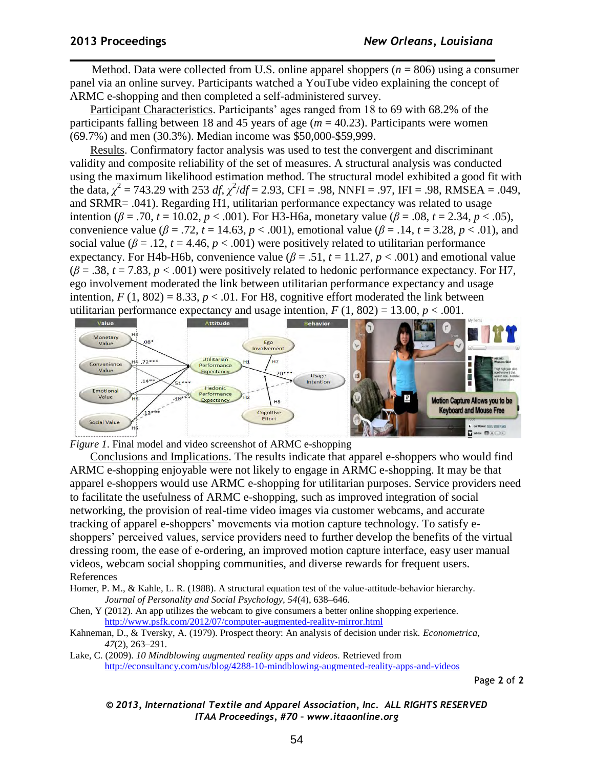Method. Data were collected from U.S. online apparel shoppers ($n$ = 806) using a consumer panel via an online survey. Participants watched a YouTube video explaining the concept of ARMC e-shopping and then completed a self-administered survey.

Participant Characteristics. Participants' ages ranged from 18 to 69 with 68.2% of the participants falling between 18 and 45 years of age ($m$ = 40.23). Participants were women (69.7%) and men (30.3%). Median income was \$50,000-\$59,999.

Results. Confirmatory factor analysis was used to test the convergent and discriminant validity and composite reliability of the set of measures. A structural analysis was conducted using the maximum likelihood estimation method. The structural model exhibited a good fit with the data, $\chi^2$ = 743.29 with 253 $df$, $\chi^2/df$ = 2.93, CFI = .98, NNFI = .97, IFI = .98, RMSEA = .049, and SRMR= .041). Regarding H1, utilitarian performance expectancy was related to usage intention ($\beta$ = .70, $t$ = 10.02, $p$ < .001). For H3-H6a, monetary value ($\beta$ = .08, $t$ = 2.34, $p$ < .05), convenience value ($\beta$ = .72, $t$ = 14.63, $p$ < .001), emotional value ($\beta$ = .14, $t$ = 3.28, $p$ < .01), and social value ($\beta$ = .12, $t$ = 4.46, $p$ < .001) were positively related to utilitarian performance expectancy. For H4b-H6b, convenience value ($\beta$ = .51, $t$ = 11.27, $p$ < .001) and emotional value ($\beta$ = .38, $t$ = 7.83, $p$ < .001) were positively related to hedonic performance expectancy. For H7, ego involvement moderated the link between utilitarian performance expectancy and usage intention, $F$ (1, 802) = 8.33, $p$ < .01. For H8, cognitive effort moderated the link between utilitarian performance expectancy and usage intention, $F$ (1, 802) = 13.00, $p$ < .001.

Value
Attitude
Behavior
Monetary Value
Convenience Value
Emotional Value
Social Value
Utilitarian Performance Expectancy
Hedonic Performance Expectancy
Ego Involvement
Cognitive Effort
Usage Intention
H3 .08*
H4 .72***
.14**
.51***
H5 .38***
.12***
H6
H1 .70***
H2
H7
H8
Motion Capture Allows you to be Keyboard and Mouse Free

*Figure 1*. Final model and video screenshot of ARMC e-shopping

Conclusions and Implications. The results indicate that apparel e-shoppers who would find ARMC e-shopping enjoyable were not likely to engage in ARMC e-shopping. It may be that apparel e-shoppers would use ARMC e-shopping for utilitarian purposes. Service providers need to facilitate the usefulness of ARMC e-shopping, such as improved integration of social networking, the provision of real-time video images via customer webcams, and accurate tracking of apparel e-shoppers' movements via motion capture technology. To satisfy e-shoppers' perceived values, service providers need to further develop the benefits of the virtual dressing room, the ease of e-ordering, an improved motion capture interface, easy user manual videos, webcam social shopping communities, and diverse rewards for frequent users.

References

Homer, P. M., & Kahle, L. R. (1988). A structural equation test of the value-attitude-behavior hierarchy. *Journal of Personality and Social Psychology, 54*(4), 638–646.

Chen, Y (2012). An app utilizes the webcam to give consumers a better online shopping experience. http://www.psfk.com/2012/07/computer-augmented-reality-mirror.html

Kahneman, D., & Tversky, A. (1979). Prospect theory: An analysis of decision under risk. *Econometrica, 47*(2), 263–291.

Lake, C. (2009). *10 Mindblowing augmented reality apps and videos.* Retrieved from http://econsultancy.com/us/blog/4288-10-mindblowing-augmented-reality-apps-and-videos